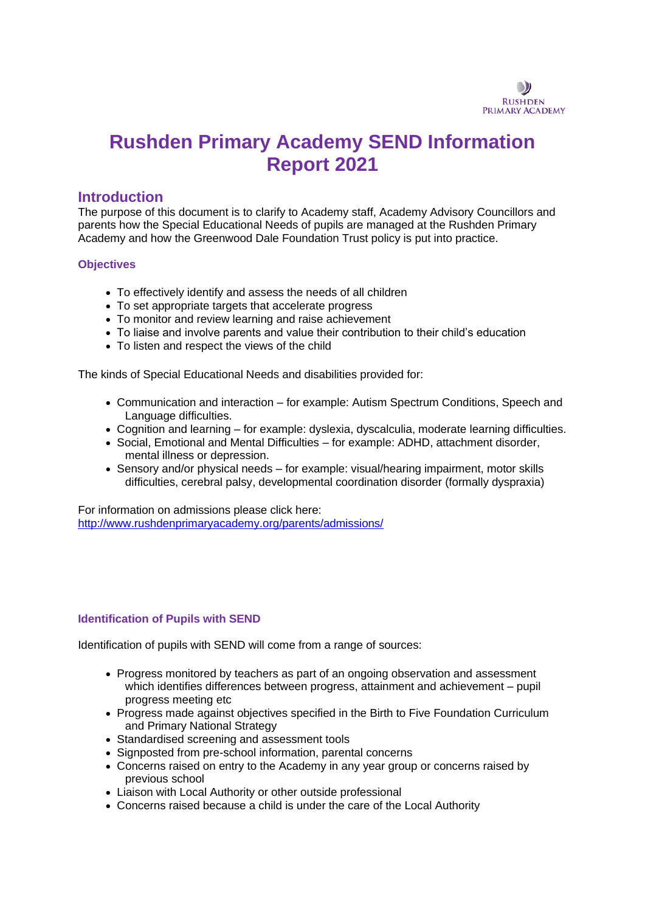# Rushden Primary Academy SEND Information Report 2021

## Introduction

The purpose of this document is to clarify to Academy staff, Academy Advisory Councillors and parents how the Special Educational Needs of pupils are managed at the Rushden Primary Academy and how the Greenwood Dale Foundation Trust policy is put into practice.

### Objectives

- To effectively identify and assess the needs of all children
- To set appropriate targets that accelerate progress
- To monitor and review learning and raise achievement
- To liaise and involve parents and value their contribution to their child's education
- To listen and respect the views of the child

The kinds of Special Educational Needs and disabilities provided for:

- Communication and interaction – for example: Autism Spectrum Conditions, Speech and Language difficulties.
- Cognition and learning – for example: dyslexia, dyscalculia, moderate learning difficulties.
- Social, Emotional and Mental Difficulties – for example: ADHD, attachment disorder, mental illness or depression.
- Sensory and/or physical needs – for example: visual/hearing impairment, motor skills difficulties, cerebral palsy, developmental coordination disorder (formally dyspraxia)

For information on admissions please click here:
http://www.rushdenprimaryacademy.org/parents/admissions/

### Identification of Pupils with SEND

Identification of pupils with SEND will come from a range of sources:

- Progress monitored by teachers as part of an ongoing observation and assessment which identifies differences between progress, attainment and achievement – pupil progress meeting etc
- Progress made against objectives specified in the Birth to Five Foundation Curriculum and Primary National Strategy
- Standardised screening and assessment tools
- Signposted from pre-school information, parental concerns
- Concerns raised on entry to the Academy in any year group or concerns raised by previous school
- Liaison with Local Authority or other outside professional
- Concerns raised because a child is under the care of the Local Authority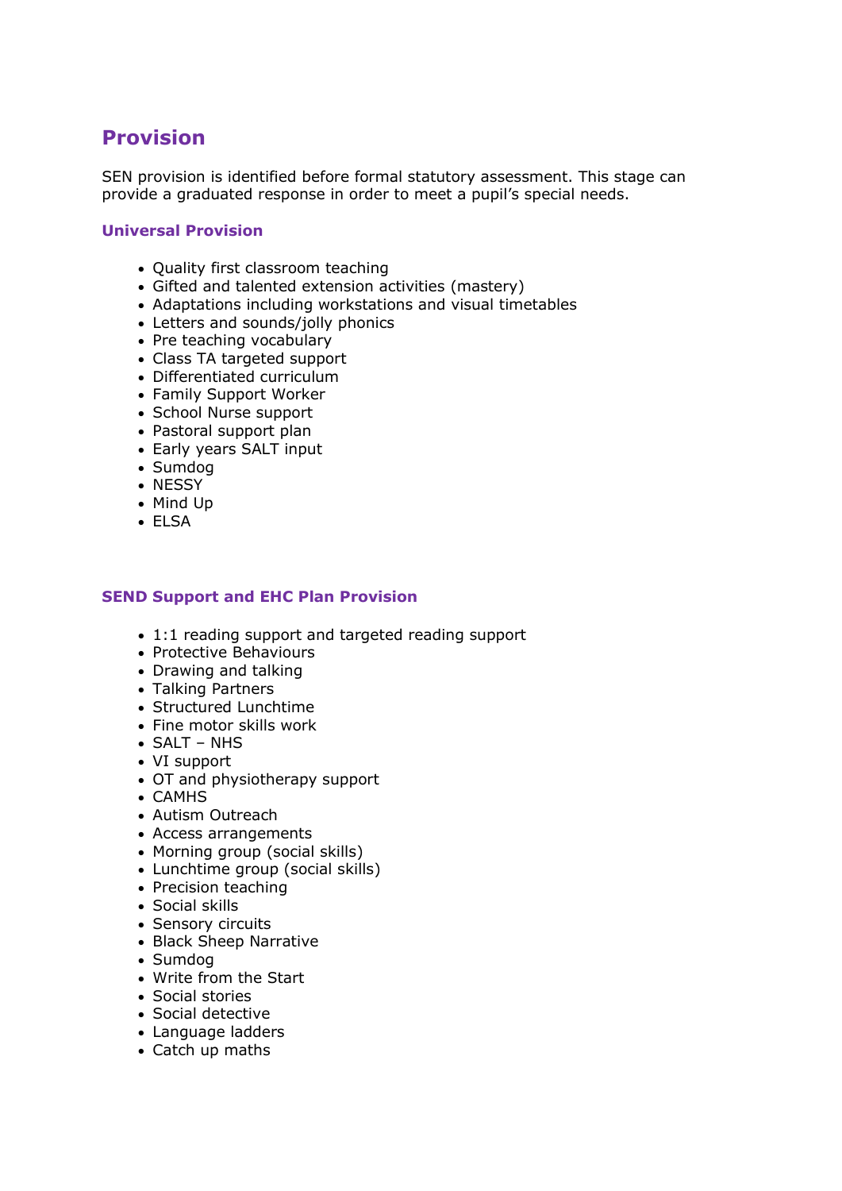## Provision

SEN provision is identified before formal statutory assessment. This stage can provide a graduated response in order to meet a pupil's special needs.

### Universal Provision

- Quality first classroom teaching
- Gifted and talented extension activities (mastery)
- Adaptations including workstations and visual timetables
- Letters and sounds/jolly phonics
- Pre teaching vocabulary
- Class TA targeted support
- Differentiated curriculum
- Family Support Worker
- School Nurse support
- Pastoral support plan
- Early years SALT input
- Sumdog
- NESSY
- Mind Up
- ELSA

### SEND Support and EHC Plan Provision

- 1:1 reading support and targeted reading support
- Protective Behaviours
- Drawing and talking
- Talking Partners
- Structured Lunchtime
- Fine motor skills work
- SALT – NHS
- VI support
- OT and physiotherapy support
- CAMHS
- Autism Outreach
- Access arrangements
- Morning group (social skills)
- Lunchtime group (social skills)
- Precision teaching
- Social skills
- Sensory circuits
- Black Sheep Narrative
- Sumdog
- Write from the Start
- Social stories
- Social detective
- Language ladders
- Catch up maths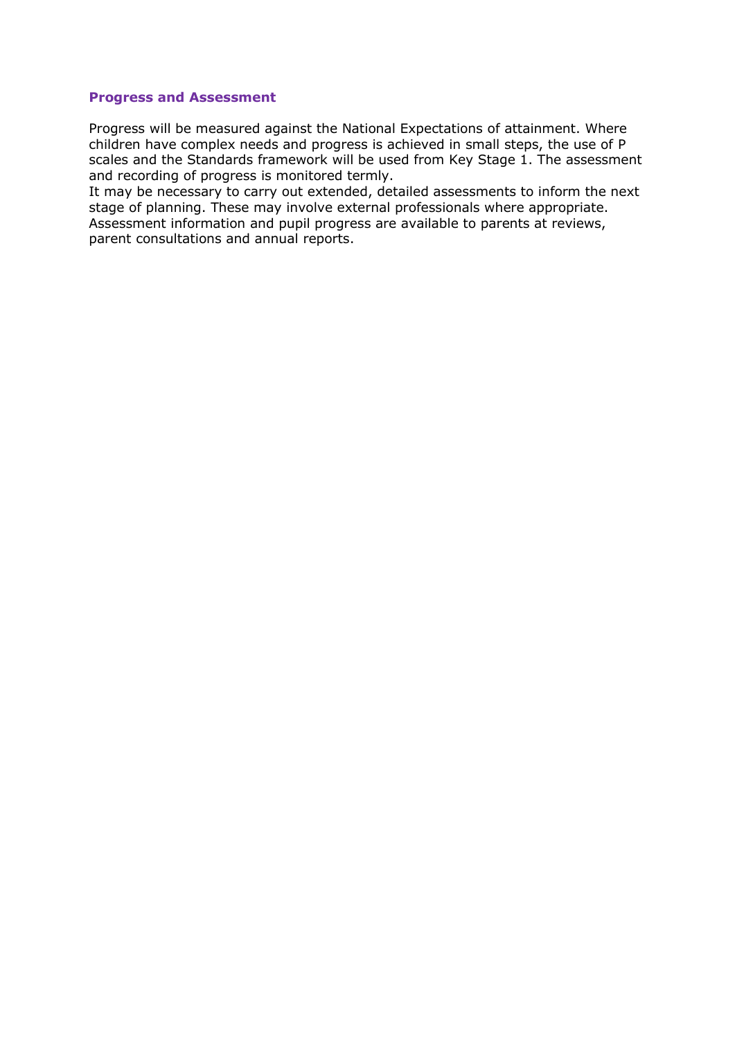### Progress and Assessment

Progress will be measured against the National Expectations of attainment. Where children have complex needs and progress is achieved in small steps, the use of P scales and the Standards framework will be used from Key Stage 1. The assessment and recording of progress is monitored termly.
It may be necessary to carry out extended, detailed assessments to inform the next stage of planning. These may involve external professionals where appropriate. Assessment information and pupil progress are available to parents at reviews, parent consultations and annual reports.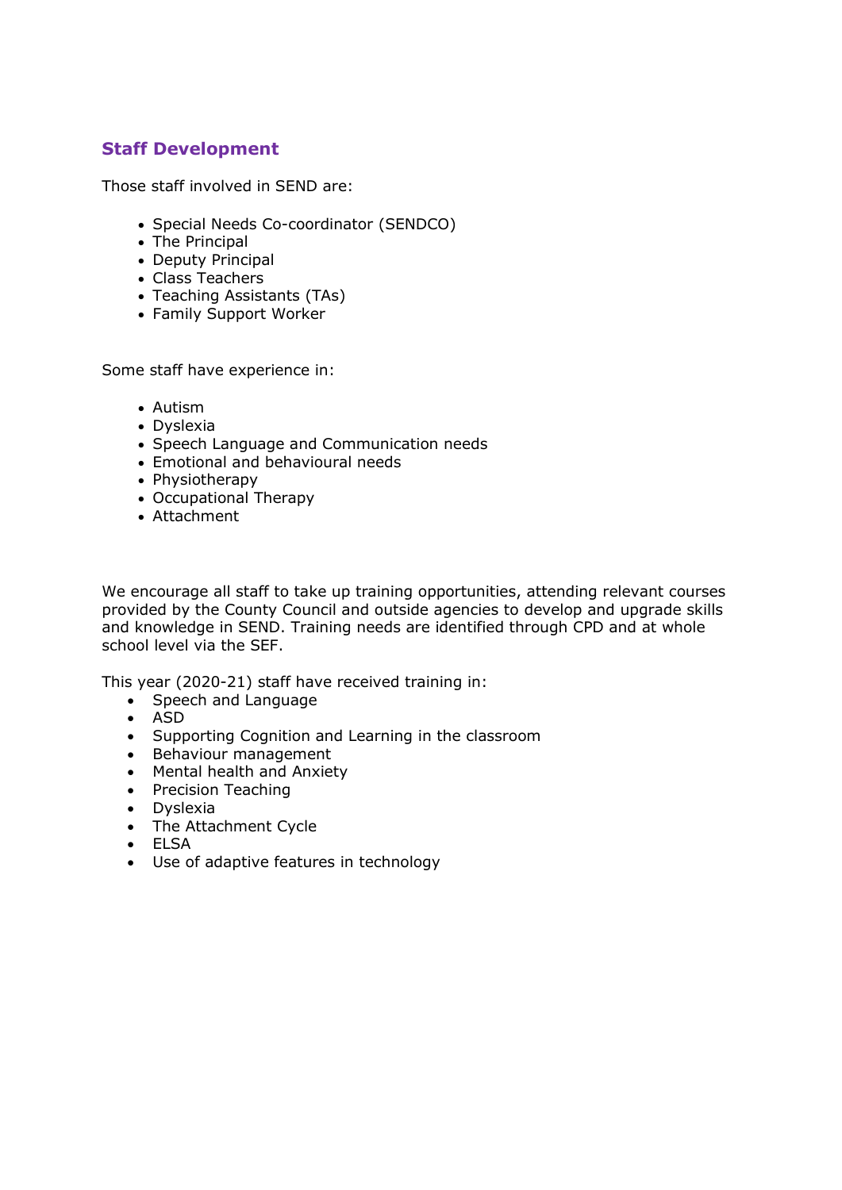## Staff Development

Those staff involved in SEND are:

- Special Needs Co-coordinator (SENDCO)
- The Principal
- Deputy Principal
- Class Teachers
- Teaching Assistants (TAs)
- Family Support Worker

Some staff have experience in:

- Autism
- Dyslexia
- Speech Language and Communication needs
- Emotional and behavioural needs
- Physiotherapy
- Occupational Therapy
- Attachment

We encourage all staff to take up training opportunities, attending relevant courses provided by the County Council and outside agencies to develop and upgrade skills and knowledge in SEND. Training needs are identified through CPD and at whole school level via the SEF.

This year (2020-21) staff have received training in:

- Speech and Language
- ASD
- Supporting Cognition and Learning in the classroom
- Behaviour management
- Mental health and Anxiety
- Precision Teaching
- Dyslexia
- The Attachment Cycle
- ELSA
- Use of adaptive features in technology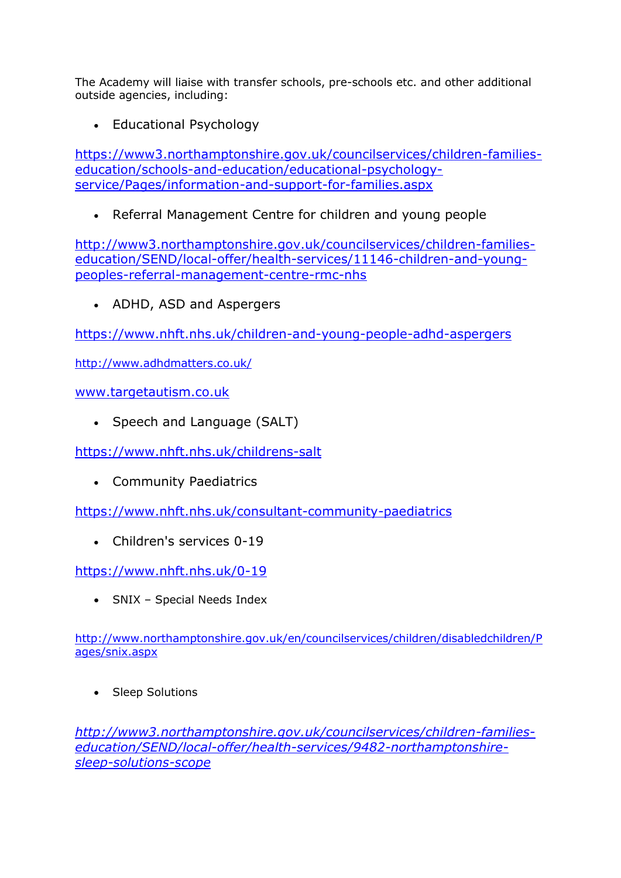The Academy will liaise with transfer schools, pre-schools etc. and other additional outside agencies, including:

- Educational Psychology

https://www3.northamptonshire.gov.uk/councilservices/children-families-education/schools-and-education/educational-psychology-service/Pages/information-and-support-for-families.aspx

- Referral Management Centre for children and young people

http://www3.northamptonshire.gov.uk/councilservices/children-families-education/SEND/local-offer/health-services/11146-children-and-young-peoples-referral-management-centre-rmc-nhs

- ADHD, ASD and Aspergers

https://www.nhft.nhs.uk/children-and-young-people-adhd-aspergers

http://www.adhdmatters.co.uk/

www.targetautism.co.uk

- Speech and Language (SALT)

https://www.nhft.nhs.uk/childrens-salt

- Community Paediatrics

https://www.nhft.nhs.uk/consultant-community-paediatrics

- Children's services 0-19

https://www.nhft.nhs.uk/0-19

- SNIX – Special Needs Index

http://www.northamptonshire.gov.uk/en/councilservices/children/disabledchildren/Pages/snix.aspx

- Sleep Solutions

*http://www3.northamptonshire.gov.uk/councilservices/children-families-education/SEND/local-offer/health-services/9482-northamptonshire-sleep-solutions-scope*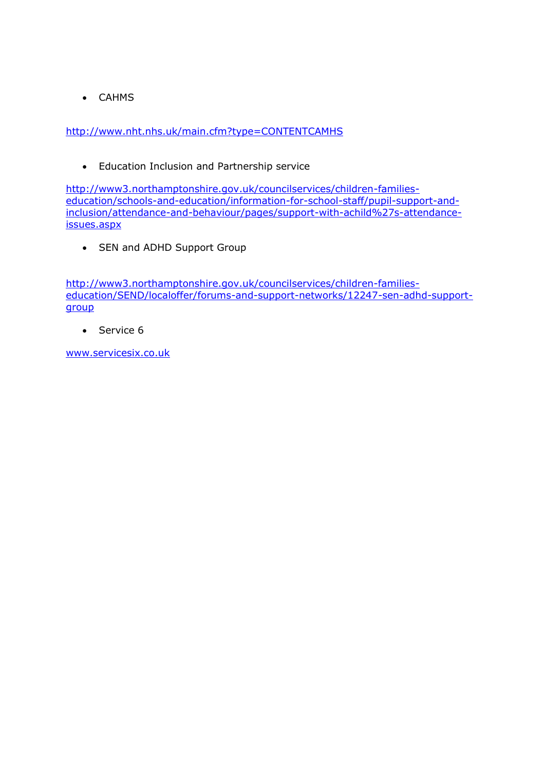- CAHMS

http://www.nht.nhs.uk/main.cfm?type=CONTENTCAMHS

- Education Inclusion and Partnership service

http://www3.northamptonshire.gov.uk/councilservices/children-families-education/schools-and-education/information-for-school-staff/pupil-support-and-inclusion/attendance-and-behaviour/pages/support-with-achild%27s-attendance-issues.aspx

- SEN and ADHD Support Group

http://www3.northamptonshire.gov.uk/councilservices/children-families-education/SEND/localoffer/forums-and-support-networks/12247-sen-adhd-support-group

- Service 6

www.servicesix.co.uk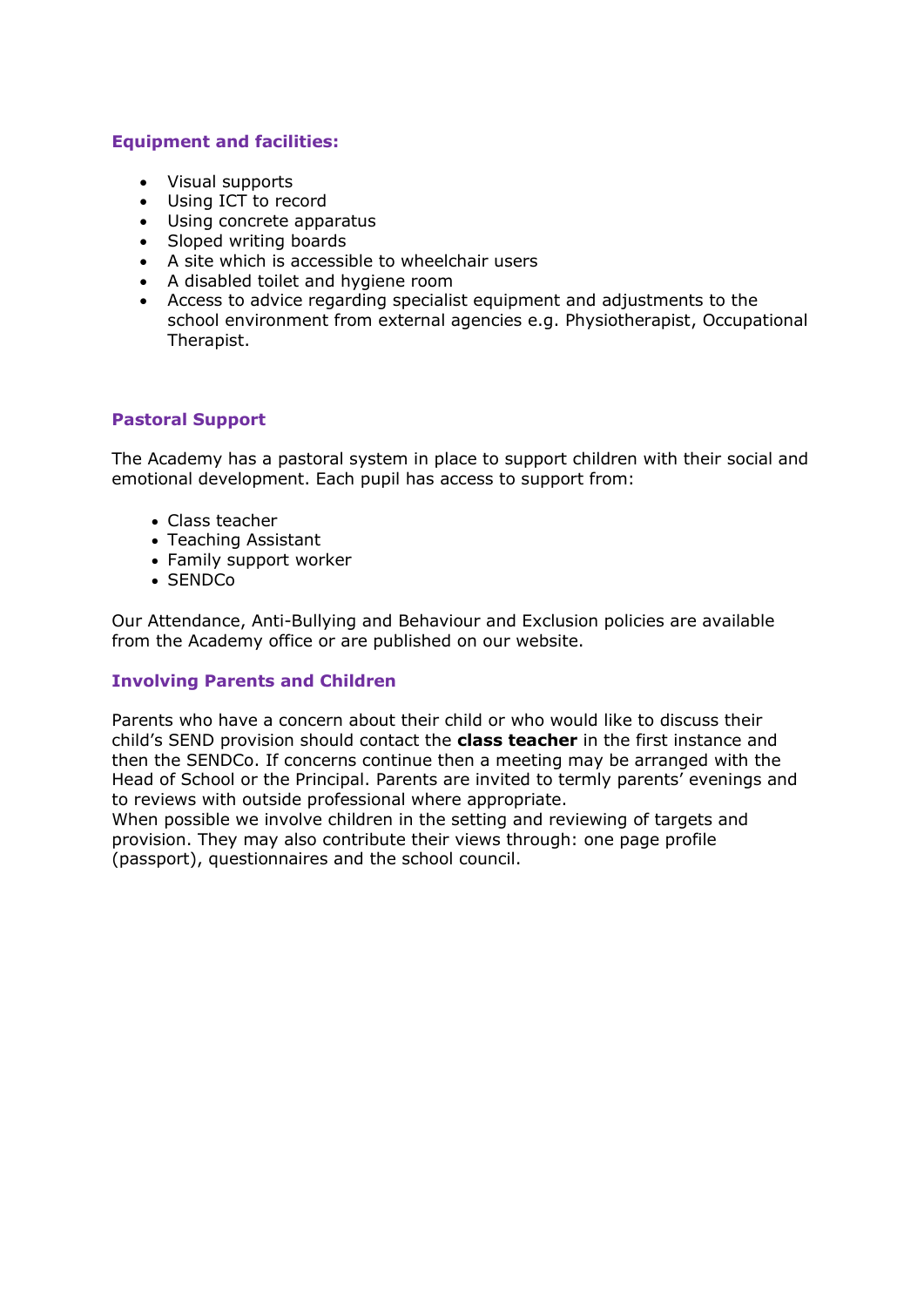## Equipment and facilities:

- Visual supports
- Using ICT to record
- Using concrete apparatus
- Sloped writing boards
- A site which is accessible to wheelchair users
- A disabled toilet and hygiene room
- Access to advice regarding specialist equipment and adjustments to the school environment from external agencies e.g. Physiotherapist, Occupational Therapist.

## Pastoral Support

The Academy has a pastoral system in place to support children with their social and emotional development. Each pupil has access to support from:

- Class teacher
- Teaching Assistant
- Family support worker
- SENDCo

Our Attendance, Anti-Bullying and Behaviour and Exclusion policies are available from the Academy office or are published on our website.

## Involving Parents and Children

Parents who have a concern about their child or who would like to discuss their child's SEND provision should contact the **class teacher** in the first instance and then the SENDCo. If concerns continue then a meeting may be arranged with the Head of School or the Principal. Parents are invited to termly parents' evenings and to reviews with outside professional where appropriate.
When possible we involve children in the setting and reviewing of targets and provision. They may also contribute their views through: one page profile (passport), questionnaires and the school council.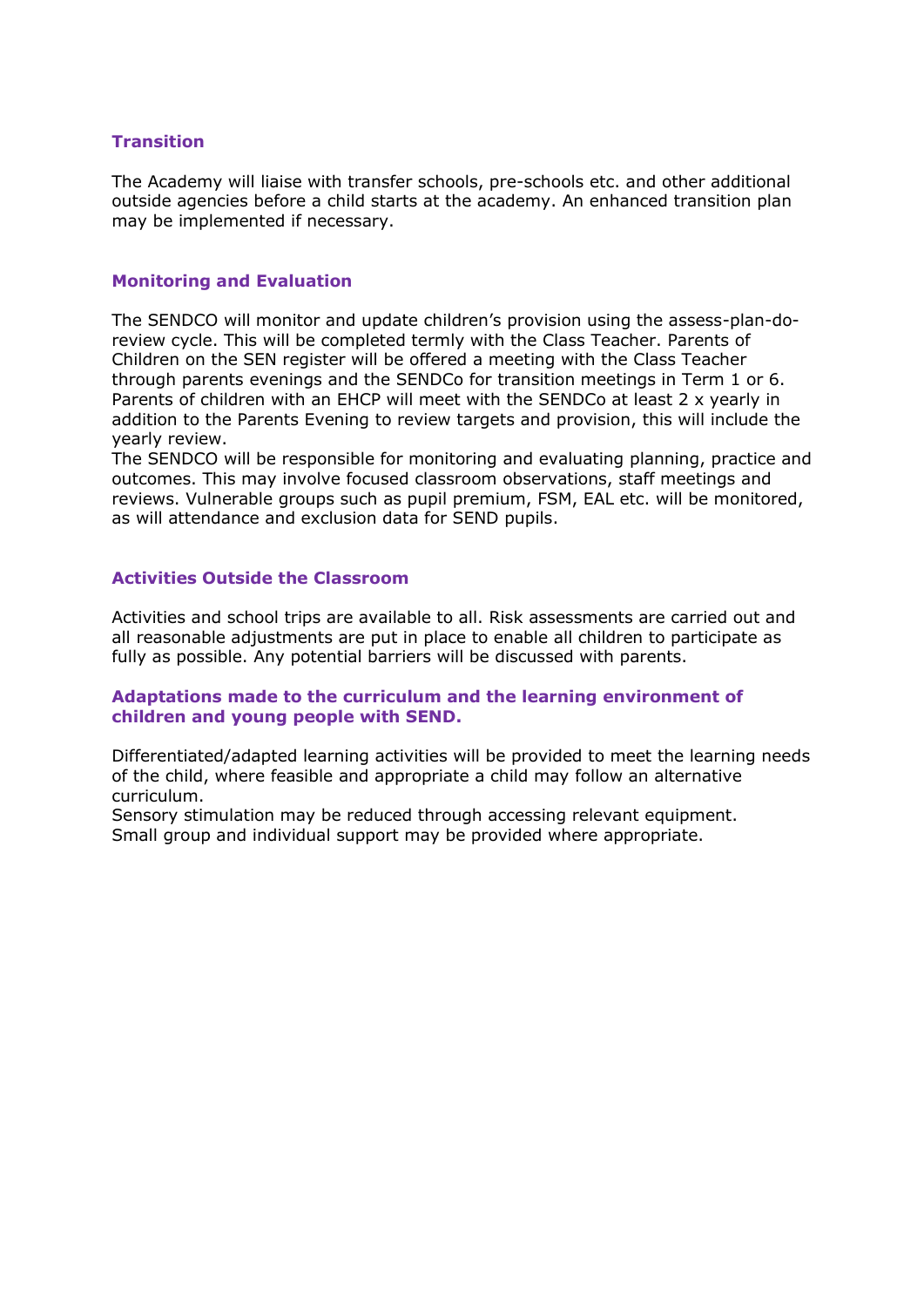## Transition

The Academy will liaise with transfer schools, pre-schools etc. and other additional outside agencies before a child starts at the academy. An enhanced transition plan may be implemented if necessary.

## Monitoring and Evaluation

The SENDCO will monitor and update children's provision using the assess-plan-do-review cycle. This will be completed termly with the Class Teacher. Parents of Children on the SEN register will be offered a meeting with the Class Teacher through parents evenings and the SENDCo for transition meetings in Term 1 or 6. Parents of children with an EHCP will meet with the SENDCo at least 2 x yearly in addition to the Parents Evening to review targets and provision, this will include the yearly review.
The SENDCO will be responsible for monitoring and evaluating planning, practice and outcomes. This may involve focused classroom observations, staff meetings and reviews. Vulnerable groups such as pupil premium, FSM, EAL etc. will be monitored, as will attendance and exclusion data for SEND pupils.

## Activities Outside the Classroom

Activities and school trips are available to all. Risk assessments are carried out and all reasonable adjustments are put in place to enable all children to participate as fully as possible. Any potential barriers will be discussed with parents.

## Adaptations made to the curriculum and the learning environment of children and young people with SEND.

Differentiated/adapted learning activities will be provided to meet the learning needs of the child, where feasible and appropriate a child may follow an alternative curriculum.
Sensory stimulation may be reduced through accessing relevant equipment.
Small group and individual support may be provided where appropriate.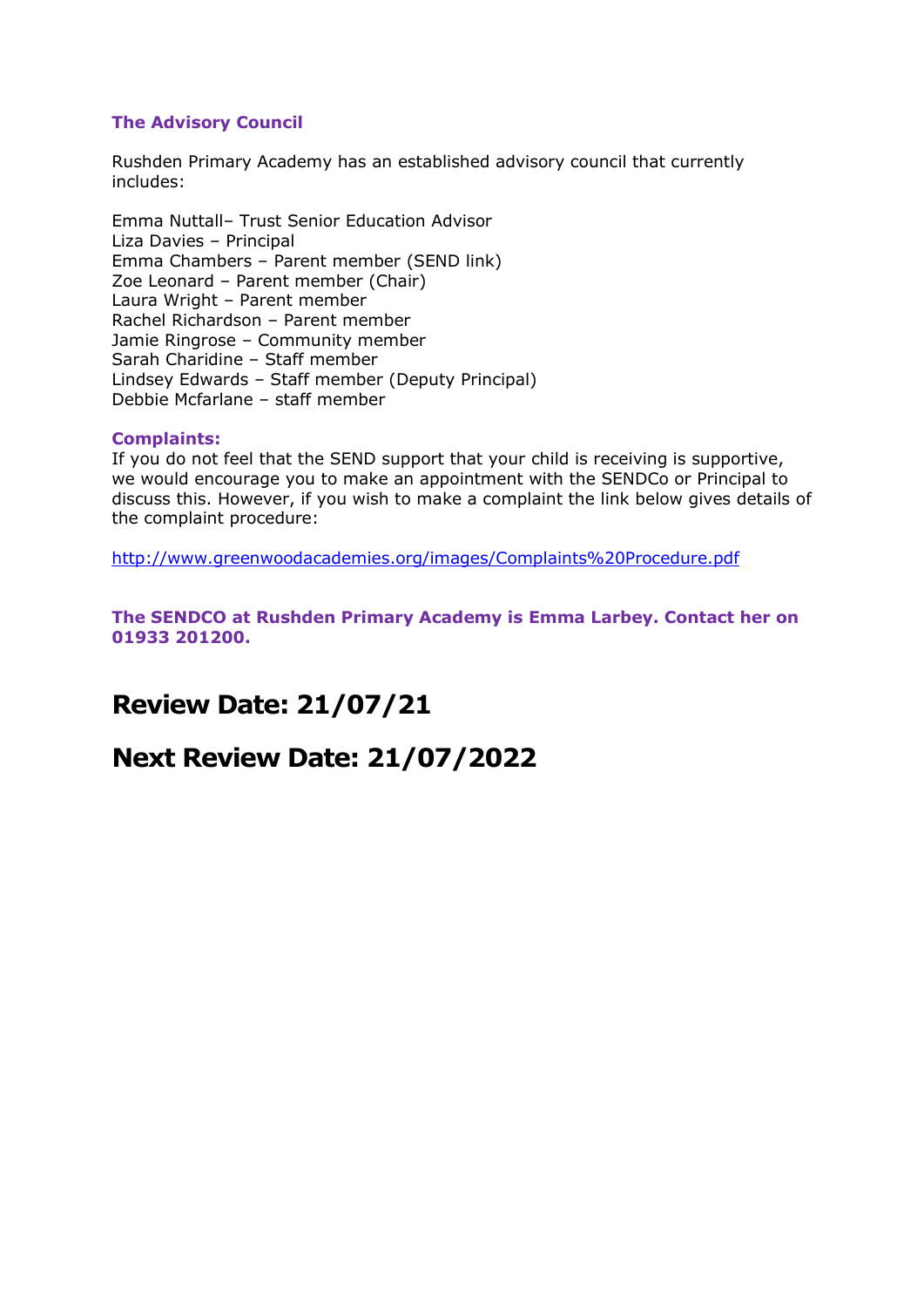### The Advisory Council

Rushden Primary Academy has an established advisory council that currently includes:

Emma Nuttall– Trust Senior Education Advisor
Liza Davies – Principal
Emma Chambers – Parent member (SEND link)
Zoe Leonard – Parent member (Chair)
Laura Wright – Parent member
Rachel Richardson – Parent member
Jamie Ringrose – Community member
Sarah Charidine – Staff member
Lindsey Edwards – Staff member (Deputy Principal)
Debbie Mcfarlane – staff member

### Complaints:

If you do not feel that the SEND support that your child is receiving is supportive, we would encourage you to make an appointment with the SENDCo or Principal to discuss this. However, if you wish to make a complaint the link below gives details of the complaint procedure:

http://www.greenwoodacademies.org/images/Complaints%20Procedure.pdf

**The SENDCO at Rushden Primary Academy is Emma Larbey. Contact her on 01933 201200.**

## Review Date: 21/07/21

## Next Review Date: 21/07/2022